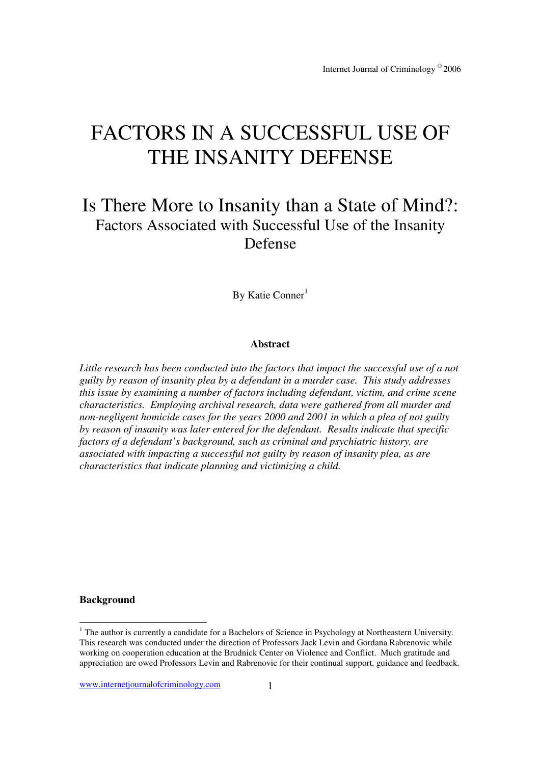# FACTORS IN A SUCCESSFUL USE OF THE INSANITY DEFENSE

## Is There More to Insanity than a State of Mind?: Factors Associated with Successful Use of the Insanity Defense

By Katie Conner[1]

**Abstract**

*Little research has been conducted into the factors that impact the successful use of a not guilty by reason of insanity plea by a defendant in a murder case. This study addresses this issue by examining a number of factors including defendant, victim, and crime scene characteristics. Employing archival research, data were gathered from all murder and non-negligent homicide cases for the years 2000 and 2001 in which a plea of not guilty by reason of insanity was later entered for the defendant. Results indicate that specific factors of a defendant's background, such as criminal and psychiatric history, are associated with impacting a successful not guilty by reason of insanity plea, as are characteristics that indicate planning and victimizing a child.*

**Background**

[1] The author is currently a candidate for a Bachelors of Science in Psychology at Northeastern University. This research was conducted under the direction of Professors Jack Levin and Gordana Rabrenovic while working on cooperation education at the Brudnick Center on Violence and Conflict. Much gratitude and appreciation are owed Professors Levin and Rabrenovic for their continual support, guidance and feedback.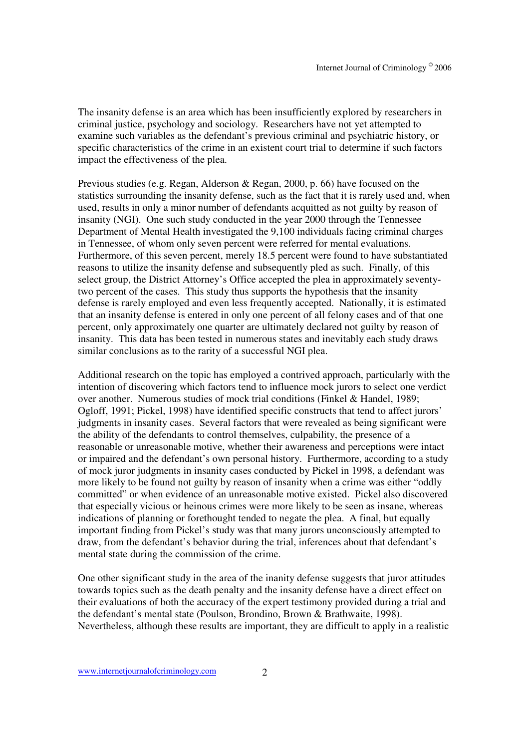The insanity defense is an area which has been insufficiently explored by researchers in criminal justice, psychology and sociology. Researchers have not yet attempted to examine such variables as the defendant's previous criminal and psychiatric history, or specific characteristics of the crime in an existent court trial to determine if such factors impact the effectiveness of the plea.

Previous studies (e.g. Regan, Alderson & Regan, 2000, p. 66) have focused on the statistics surrounding the insanity defense, such as the fact that it is rarely used and, when used, results in only a minor number of defendants acquitted as not guilty by reason of insanity (NGI). One such study conducted in the year 2000 through the Tennessee Department of Mental Health investigated the 9,100 individuals facing criminal charges in Tennessee, of whom only seven percent were referred for mental evaluations. Furthermore, of this seven percent, merely 18.5 percent were found to have substantiated reasons to utilize the insanity defense and subsequently pled as such. Finally, of this select group, the District Attorney's Office accepted the plea in approximately seventy-two percent of the cases. This study thus supports the hypothesis that the insanity defense is rarely employed and even less frequently accepted. Nationally, it is estimated that an insanity defense is entered in only one percent of all felony cases and of that one percent, only approximately one quarter are ultimately declared not guilty by reason of insanity. This data has been tested in numerous states and inevitably each study draws similar conclusions as to the rarity of a successful NGI plea.

Additional research on the topic has employed a contrived approach, particularly with the intention of discovering which factors tend to influence mock jurors to select one verdict over another. Numerous studies of mock trial conditions (Finkel & Handel, 1989; Ogloff, 1991; Pickel, 1998) have identified specific constructs that tend to affect jurors' judgments in insanity cases. Several factors that were revealed as being significant were the ability of the defendants to control themselves, culpability, the presence of a reasonable or unreasonable motive, whether their awareness and perceptions were intact or impaired and the defendant's own personal history. Furthermore, according to a study of mock juror judgments in insanity cases conducted by Pickel in 1998, a defendant was more likely to be found not guilty by reason of insanity when a crime was either "oddly committed" or when evidence of an unreasonable motive existed. Pickel also discovered that especially vicious or heinous crimes were more likely to be seen as insane, whereas indications of planning or forethought tended to negate the plea. A final, but equally important finding from Pickel's study was that many jurors unconsciously attempted to draw, from the defendant's behavior during the trial, inferences about that defendant's mental state during the commission of the crime.

One other significant study in the area of the inanity defense suggests that juror attitudes towards topics such as the death penalty and the insanity defense have a direct effect on their evaluations of both the accuracy of the expert testimony provided during a trial and the defendant's mental state (Poulson, Brondino, Brown & Brathwaite, 1998). Nevertheless, although these results are important, they are difficult to apply in a realistic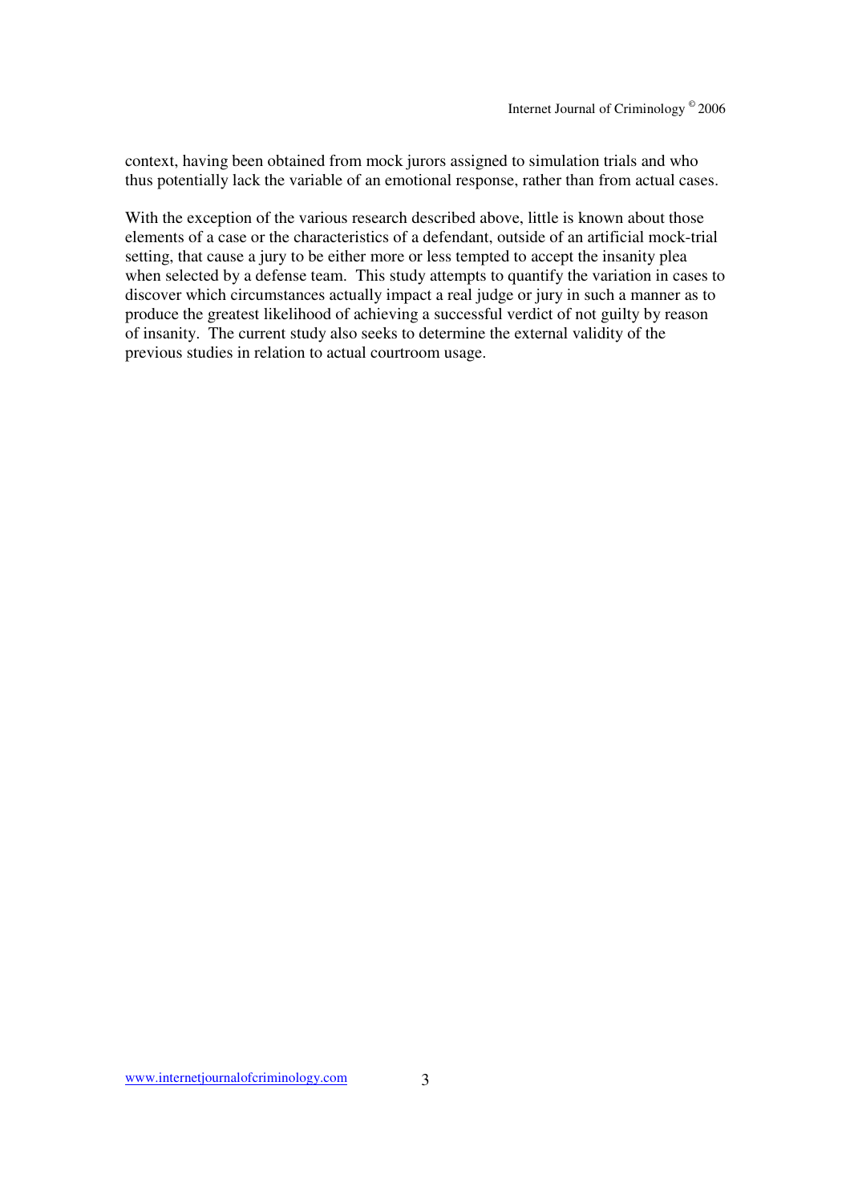context, having been obtained from mock jurors assigned to simulation trials and who thus potentially lack the variable of an emotional response, rather than from actual cases.

With the exception of the various research described above, little is known about those elements of a case or the characteristics of a defendant, outside of an artificial mock-trial setting, that cause a jury to be either more or less tempted to accept the insanity plea when selected by a defense team. This study attempts to quantify the variation in cases to discover which circumstances actually impact a real judge or jury in such a manner as to produce the greatest likelihood of achieving a successful verdict of not guilty by reason of insanity. The current study also seeks to determine the external validity of the previous studies in relation to actual courtroom usage.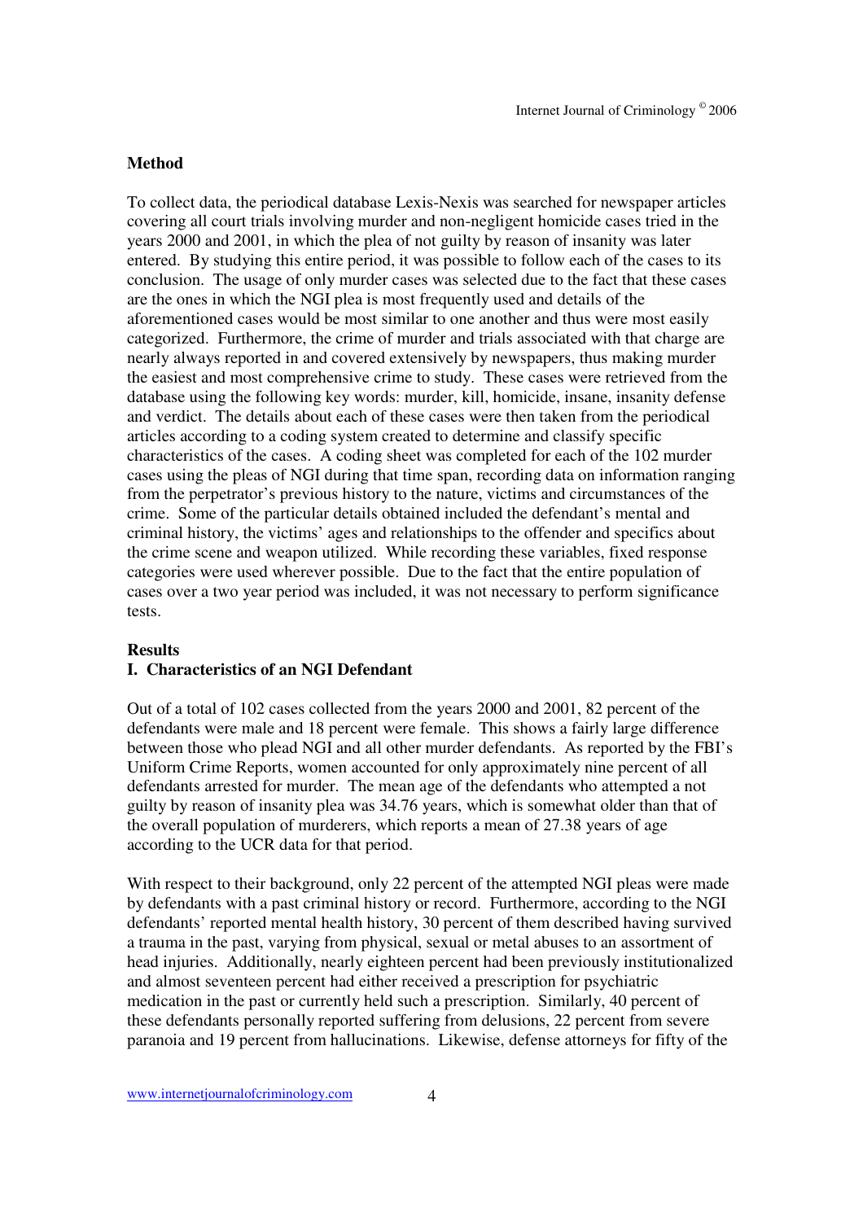## Method

To collect data, the periodical database Lexis-Nexis was searched for newspaper articles covering all court trials involving murder and non-negligent homicide cases tried in the years 2000 and 2001, in which the plea of not guilty by reason of insanity was later entered. By studying this entire period, it was possible to follow each of the cases to its conclusion. The usage of only murder cases was selected due to the fact that these cases are the ones in which the NGI plea is most frequently used and details of the aforementioned cases would be most similar to one another and thus were most easily categorized. Furthermore, the crime of murder and trials associated with that charge are nearly always reported in and covered extensively by newspapers, thus making murder the easiest and most comprehensive crime to study. These cases were retrieved from the database using the following key words: murder, kill, homicide, insane, insanity defense and verdict. The details about each of these cases were then taken from the periodical articles according to a coding system created to determine and classify specific characteristics of the cases. A coding sheet was completed for each of the 102 murder cases using the pleas of NGI during that time span, recording data on information ranging from the perpetrator's previous history to the nature, victims and circumstances of the crime. Some of the particular details obtained included the defendant's mental and criminal history, the victims' ages and relationships to the offender and specifics about the crime scene and weapon utilized. While recording these variables, fixed response categories were used wherever possible. Due to the fact that the entire population of cases over a two year period was included, it was not necessary to perform significance tests.

## Results

### I. Characteristics of an NGI Defendant

Out of a total of 102 cases collected from the years 2000 and 2001, 82 percent of the defendants were male and 18 percent were female. This shows a fairly large difference between those who plead NGI and all other murder defendants. As reported by the FBI's Uniform Crime Reports, women accounted for only approximately nine percent of all defendants arrested for murder. The mean age of the defendants who attempted a not guilty by reason of insanity plea was 34.76 years, which is somewhat older than that of the overall population of murderers, which reports a mean of 27.38 years of age according to the UCR data for that period.

With respect to their background, only 22 percent of the attempted NGI pleas were made by defendants with a past criminal history or record. Furthermore, according to the NGI defendants' reported mental health history, 30 percent of them described having survived a trauma in the past, varying from physical, sexual or metal abuses to an assortment of head injuries. Additionally, nearly eighteen percent had been previously institutionalized and almost seventeen percent had either received a prescription for psychiatric medication in the past or currently held such a prescription. Similarly, 40 percent of these defendants personally reported suffering from delusions, 22 percent from severe paranoia and 19 percent from hallucinations. Likewise, defense attorneys for fifty of the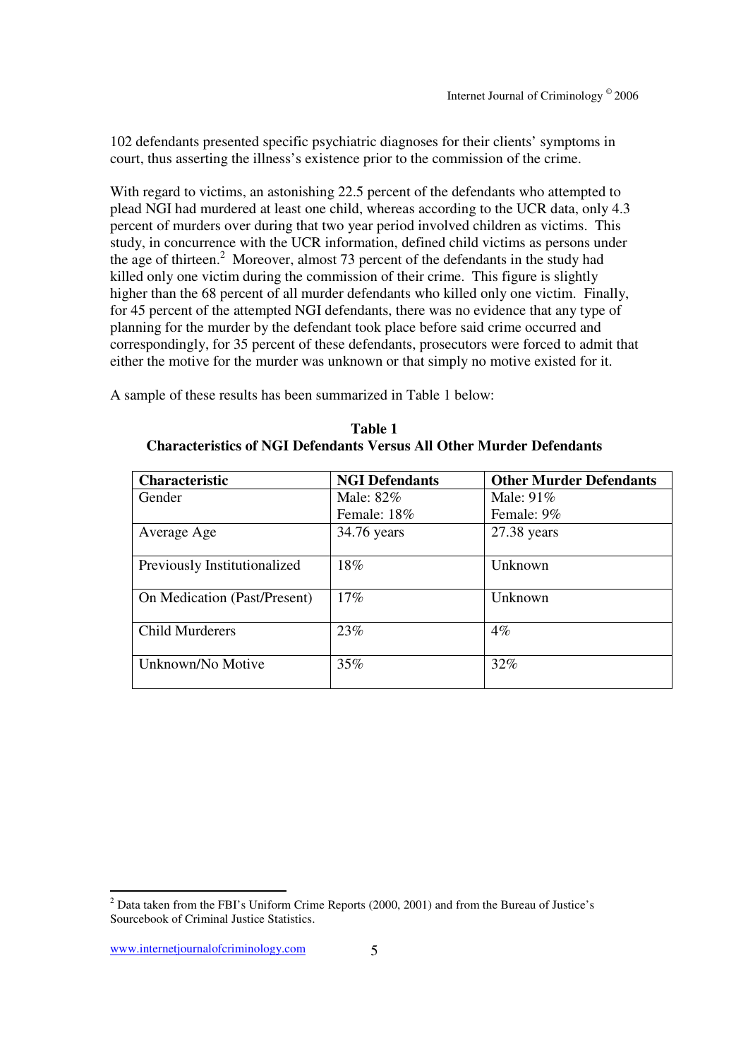102 defendants presented specific psychiatric diagnoses for their clients' symptoms in court, thus asserting the illness's existence prior to the commission of the crime.

With regard to victims, an astonishing 22.5 percent of the defendants who attempted to plead NGI had murdered at least one child, whereas according to the UCR data, only 4.3 percent of murders over during that two year period involved children as victims. This study, in concurrence with the UCR information, defined child victims as persons under the age of thirteen.[2] Moreover, almost 73 percent of the defendants in the study had killed only one victim during the commission of their crime. This figure is slightly higher than the 68 percent of all murder defendants who killed only one victim. Finally, for 45 percent of the attempted NGI defendants, there was no evidence that any type of planning for the murder by the defendant took place before said crime occurred and correspondingly, for 35 percent of these defendants, prosecutors were forced to admit that either the motive for the murder was unknown or that simply no motive existed for it.

A sample of these results has been summarized in Table 1 below:

**Table 1**
**Characteristics of NGI Defendants Versus All Other Murder Defendants**

| Characteristic | NGI Defendants | Other Murder Defendants |
|---|---|---|
| Gender | Male: 82%<br>Female: 18% | Male: 91%<br>Female: 9% |
| Average Age | 34.76 years | 27.38 years |
| Previously Institutionalized | 18% | Unknown |
| On Medication (Past/Present) | 17% | Unknown |
| Child Murderers | 23% | 4% |
| Unknown/No Motive | 35% | 32% |

[2] Data taken from the FBI's Uniform Crime Reports (2000, 2001) and from the Bureau of Justice's Sourcebook of Criminal Justice Statistics.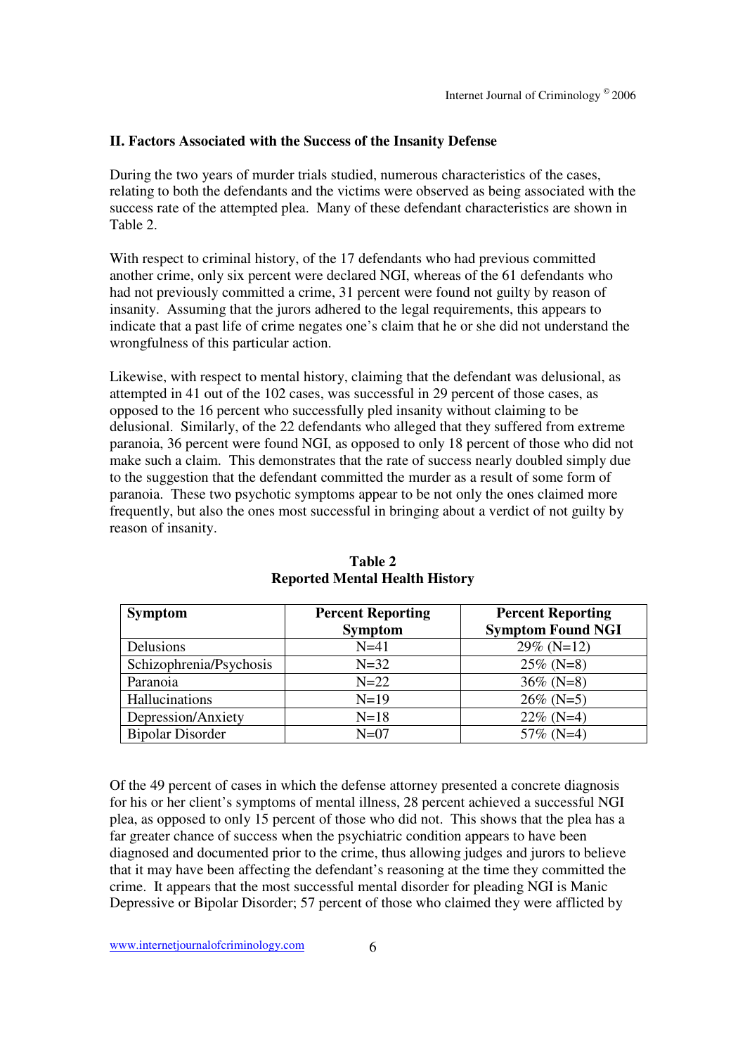## II. Factors Associated with the Success of the Insanity Defense

During the two years of murder trials studied, numerous characteristics of the cases, relating to both the defendants and the victims were observed as being associated with the success rate of the attempted plea. Many of these defendant characteristics are shown in Table 2.

With respect to criminal history, of the 17 defendants who had previous committed another crime, only six percent were declared NGI, whereas of the 61 defendants who had not previously committed a crime, 31 percent were found not guilty by reason of insanity. Assuming that the jurors adhered to the legal requirements, this appears to indicate that a past life of crime negates one's claim that he or she did not understand the wrongfulness of this particular action.

Likewise, with respect to mental history, claiming that the defendant was delusional, as attempted in 41 out of the 102 cases, was successful in 29 percent of those cases, as opposed to the 16 percent who successfully pled insanity without claiming to be delusional. Similarly, of the 22 defendants who alleged that they suffered from extreme paranoia, 36 percent were found NGI, as opposed to only 18 percent of those who did not make such a claim. This demonstrates that the rate of success nearly doubled simply due to the suggestion that the defendant committed the murder as a result of some form of paranoia. These two psychotic symptoms appear to be not only the ones claimed more frequently, but also the ones most successful in bringing about a verdict of not guilty by reason of insanity.

**Table 2**
**Reported Mental Health History**

| Symptom | Percent Reporting Symptom | Percent Reporting Symptom Found NGI |
|---|---|---|
| Delusions | N=41 | 29% (N=12) |
| Schizophrenia/Psychosis | N=32 | 25% (N=8) |
| Paranoia | N=22 | 36% (N=8) |
| Hallucinations | N=19 | 26% (N=5) |
| Depression/Anxiety | N=18 | 22% (N=4) |
| Bipolar Disorder | N=07 | 57% (N=4) |

Of the 49 percent of cases in which the defense attorney presented a concrete diagnosis for his or her client's symptoms of mental illness, 28 percent achieved a successful NGI plea, as opposed to only 15 percent of those who did not. This shows that the plea has a far greater chance of success when the psychiatric condition appears to have been diagnosed and documented prior to the crime, thus allowing judges and jurors to believe that it may have been affecting the defendant's reasoning at the time they committed the crime. It appears that the most successful mental disorder for pleading NGI is Manic Depressive or Bipolar Disorder; 57 percent of those who claimed they were afflicted by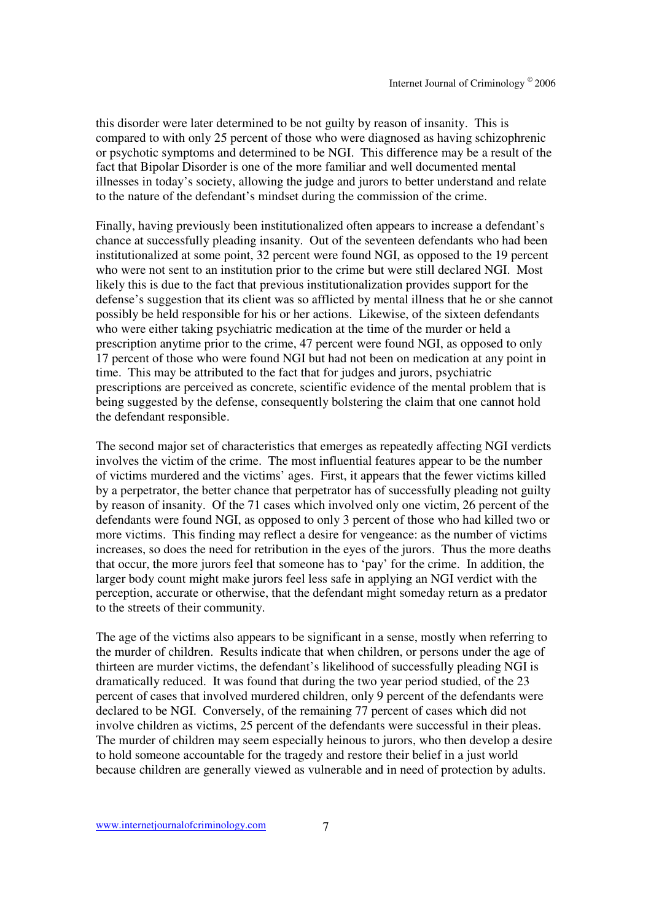this disorder were later determined to be not guilty by reason of insanity. This is compared to with only 25 percent of those who were diagnosed as having schizophrenic or psychotic symptoms and determined to be NGI. This difference may be a result of the fact that Bipolar Disorder is one of the more familiar and well documented mental illnesses in today's society, allowing the judge and jurors to better understand and relate to the nature of the defendant's mindset during the commission of the crime.

Finally, having previously been institutionalized often appears to increase a defendant's chance at successfully pleading insanity. Out of the seventeen defendants who had been institutionalized at some point, 32 percent were found NGI, as opposed to the 19 percent who were not sent to an institution prior to the crime but were still declared NGI. Most likely this is due to the fact that previous institutionalization provides support for the defense's suggestion that its client was so afflicted by mental illness that he or she cannot possibly be held responsible for his or her actions. Likewise, of the sixteen defendants who were either taking psychiatric medication at the time of the murder or held a prescription anytime prior to the crime, 47 percent were found NGI, as opposed to only 17 percent of those who were found NGI but had not been on medication at any point in time. This may be attributed to the fact that for judges and jurors, psychiatric prescriptions are perceived as concrete, scientific evidence of the mental problem that is being suggested by the defense, consequently bolstering the claim that one cannot hold the defendant responsible.

The second major set of characteristics that emerges as repeatedly affecting NGI verdicts involves the victim of the crime. The most influential features appear to be the number of victims murdered and the victims' ages. First, it appears that the fewer victims killed by a perpetrator, the better chance that perpetrator has of successfully pleading not guilty by reason of insanity. Of the 71 cases which involved only one victim, 26 percent of the defendants were found NGI, as opposed to only 3 percent of those who had killed two or more victims. This finding may reflect a desire for vengeance: as the number of victims increases, so does the need for retribution in the eyes of the jurors. Thus the more deaths that occur, the more jurors feel that someone has to 'pay' for the crime. In addition, the larger body count might make jurors feel less safe in applying an NGI verdict with the perception, accurate or otherwise, that the defendant might someday return as a predator to the streets of their community.

The age of the victims also appears to be significant in a sense, mostly when referring to the murder of children. Results indicate that when children, or persons under the age of thirteen are murder victims, the defendant's likelihood of successfully pleading NGI is dramatically reduced. It was found that during the two year period studied, of the 23 percent of cases that involved murdered children, only 9 percent of the defendants were declared to be NGI. Conversely, of the remaining 77 percent of cases which did not involve children as victims, 25 percent of the defendants were successful in their pleas. The murder of children may seem especially heinous to jurors, who then develop a desire to hold someone accountable for the tragedy and restore their belief in a just world because children are generally viewed as vulnerable and in need of protection by adults.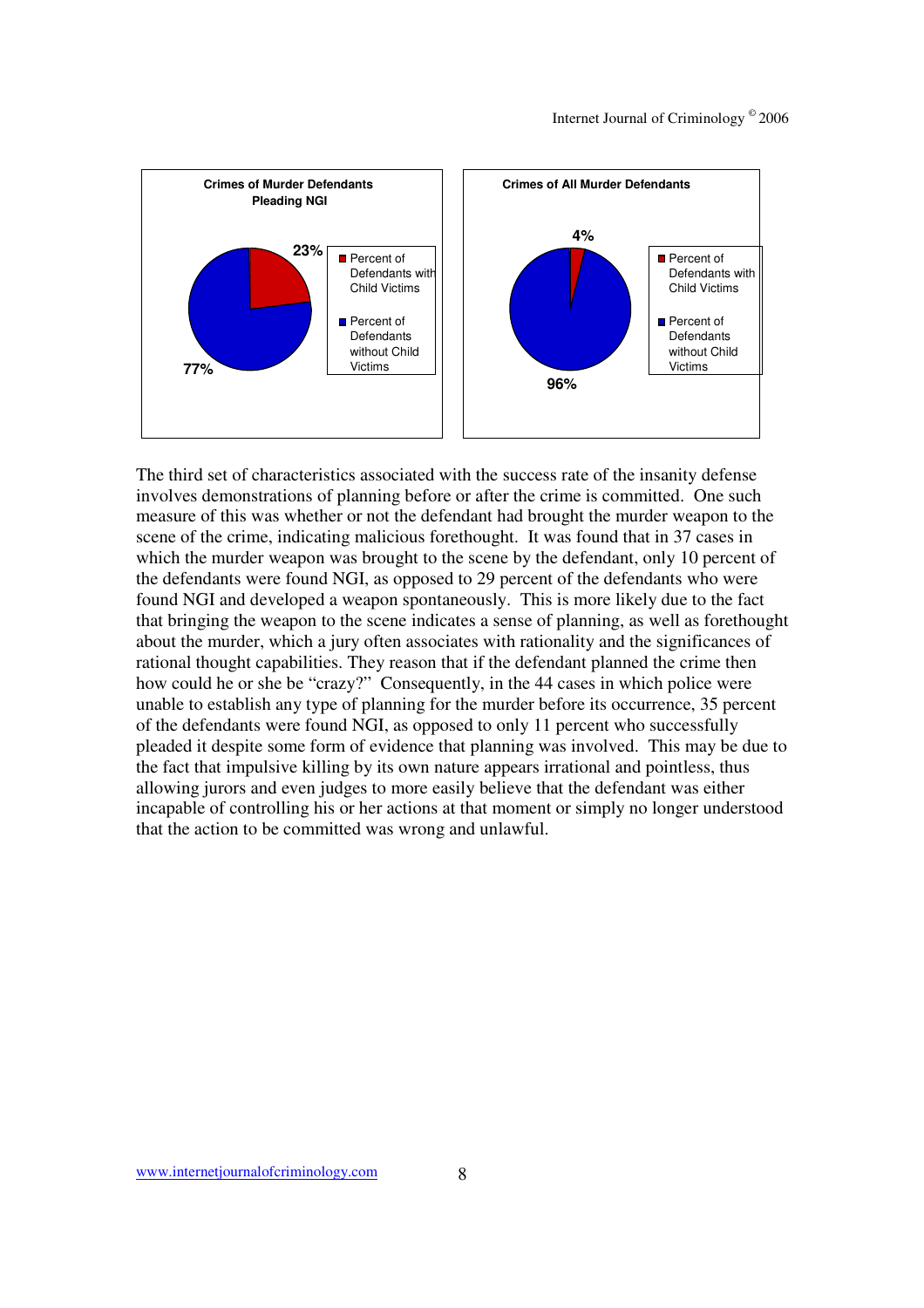**Crimes of Murder Defendants Pleading NGI**

- Percent of Defendants with Child Victims: 23%
- Percent of Defendants without Child Victims: 77%

**Crimes of All Murder Defendants**

- Percent of Defendants with Child Victims: 4%
- Percent of Defendants without Child Victims: 96%

The third set of characteristics associated with the success rate of the insanity defense involves demonstrations of planning before or after the crime is committed. One such measure of this was whether or not the defendant had brought the murder weapon to the scene of the crime, indicating malicious forethought. It was found that in 37 cases in which the murder weapon was brought to the scene by the defendant, only 10 percent of the defendants were found NGI, as opposed to 29 percent of the defendants who were found NGI and developed a weapon spontaneously. This is more likely due to the fact that bringing the weapon to the scene indicates a sense of planning, as well as forethought about the murder, which a jury often associates with rationality and the significances of rational thought capabilities. They reason that if the defendant planned the crime then how could he or she be "crazy?" Consequently, in the 44 cases in which police were unable to establish any type of planning for the murder before its occurrence, 35 percent of the defendants were found NGI, as opposed to only 11 percent who successfully pleaded it despite some form of evidence that planning was involved. This may be due to the fact that impulsive killing by its own nature appears irrational and pointless, thus allowing jurors and even judges to more easily believe that the defendant was either incapable of controlling his or her actions at that moment or simply no longer understood that the action to be committed was wrong and unlawful.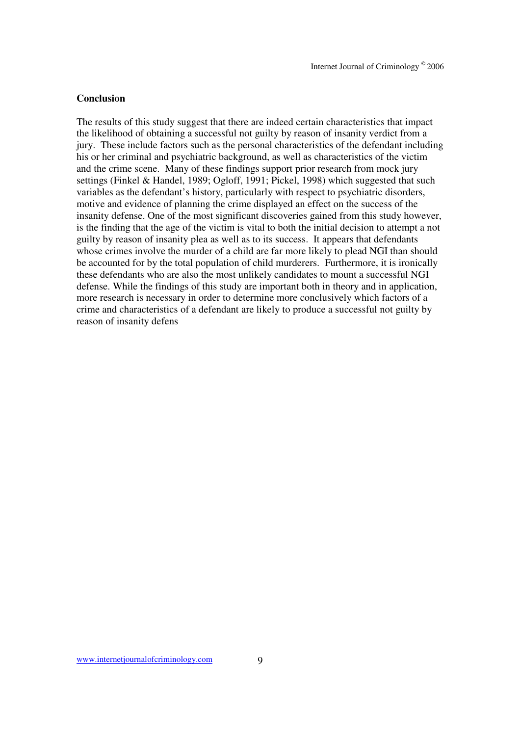## Conclusion

The results of this study suggest that there are indeed certain characteristics that impact the likelihood of obtaining a successful not guilty by reason of insanity verdict from a jury. These include factors such as the personal characteristics of the defendant including his or her criminal and psychiatric background, as well as characteristics of the victim and the crime scene. Many of these findings support prior research from mock jury settings (Finkel & Handel, 1989; Ogloff, 1991; Pickel, 1998) which suggested that such variables as the defendant's history, particularly with respect to psychiatric disorders, motive and evidence of planning the crime displayed an effect on the success of the insanity defense. One of the most significant discoveries gained from this study however, is the finding that the age of the victim is vital to both the initial decision to attempt a not guilty by reason of insanity plea as well as to its success. It appears that defendants whose crimes involve the murder of a child are far more likely to plead NGI than should be accounted for by the total population of child murderers. Furthermore, it is ironically these defendants who are also the most unlikely candidates to mount a successful NGI defense. While the findings of this study are important both in theory and in application, more research is necessary in order to determine more conclusively which factors of a crime and characteristics of a defendant are likely to produce a successful not guilty by reason of insanity defens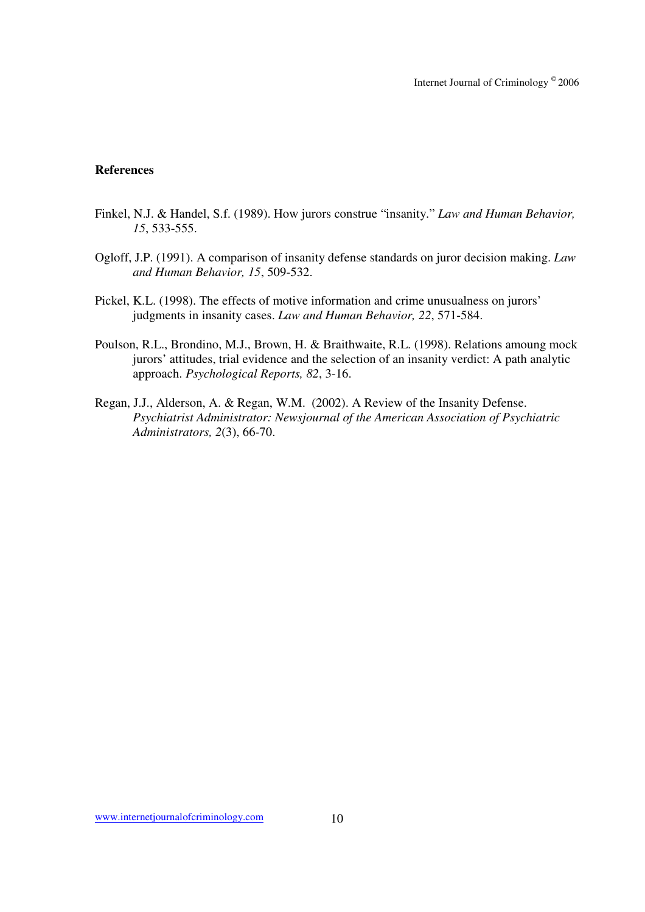## References

Finkel, N.J. & Handel, S.f. (1989). How jurors construe "insanity." *Law and Human Behavior, 15*, 533-555.

Ogloff, J.P. (1991). A comparison of insanity defense standards on juror decision making. *Law and Human Behavior, 15*, 509-532.

Pickel, K.L. (1998). The effects of motive information and crime unusualness on jurors' judgments in insanity cases. *Law and Human Behavior, 22*, 571-584.

Poulson, R.L., Brondino, M.J., Brown, H. & Braithwaite, R.L. (1998). Relations amoung mock jurors' attitudes, trial evidence and the selection of an insanity verdict: A path analytic approach. *Psychological Reports, 82*, 3-16.

Regan, J.J., Alderson, A. & Regan, W.M. (2002). A Review of the Insanity Defense. *Psychiatrist Administrator: Newsjournal of the American Association of Psychiatric Administrators, 2*(3), 66-70.